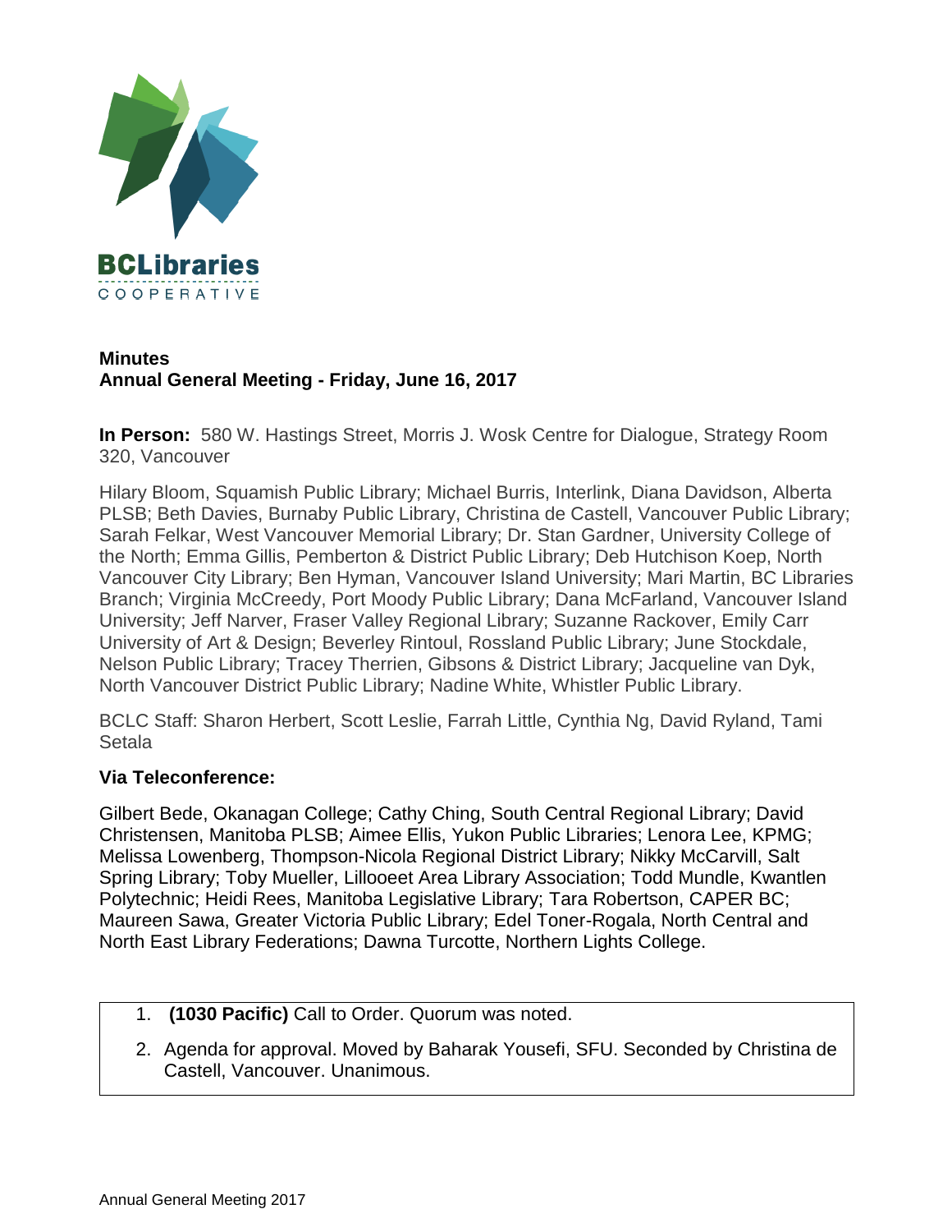BCLibraries COOPERATIVE

# Minutes
## Annual General Meeting - Friday, June 16, 2017

**In Person:** 580 W. Hastings Street, Morris J. Wosk Centre for Dialogue, Strategy Room 320, Vancouver

Hilary Bloom, Squamish Public Library; Michael Burris, Interlink, Diana Davidson, Alberta PLSB; Beth Davies, Burnaby Public Library, Christina de Castell, Vancouver Public Library; Sarah Felkar, West Vancouver Memorial Library; Dr. Stan Gardner, University College of the North; Emma Gillis, Pemberton & District Public Library; Deb Hutchison Koep, North Vancouver City Library; Ben Hyman, Vancouver Island University; Mari Martin, BC Libraries Branch; Virginia McCreedy, Port Moody Public Library; Dana McFarland, Vancouver Island University; Jeff Narver, Fraser Valley Regional Library; Suzanne Rackover, Emily Carr University of Art & Design; Beverley Rintoul, Rossland Public Library; June Stockdale, Nelson Public Library; Tracey Therrien, Gibsons & District Library; Jacqueline van Dyk, North Vancouver District Public Library; Nadine White, Whistler Public Library.

BCLC Staff: Sharon Herbert, Scott Leslie, Farrah Little, Cynthia Ng, David Ryland, Tami Setala

**Via Teleconference:**

Gilbert Bede, Okanagan College; Cathy Ching, South Central Regional Library; David Christensen, Manitoba PLSB; Aimee Ellis, Yukon Public Libraries; Lenora Lee, KPMG; Melissa Lowenberg, Thompson-Nicola Regional District Library; Nikky McCarvill, Salt Spring Library; Toby Mueller, Lillooeet Area Library Association; Todd Mundle, Kwantlen Polytechnic; Heidi Rees, Manitoba Legislative Library; Tara Robertson, CAPER BC; Maureen Sawa, Greater Victoria Public Library; Edel Toner-Rogala, North Central and North East Library Federations; Dawna Turcotte, Northern Lights College.

1. **(1030 Pacific)** Call to Order. Quorum was noted.
2. Agenda for approval. Moved by Baharak Yousefi, SFU. Seconded by Christina de Castell, Vancouver. Unanimous.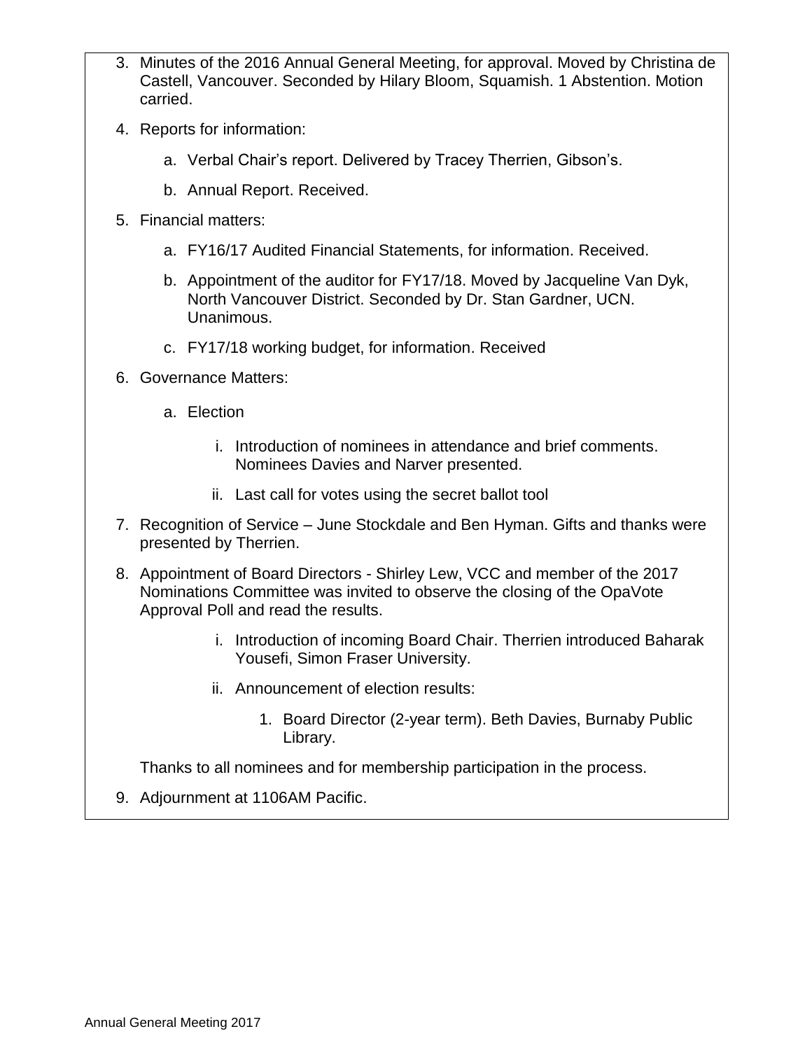3. Minutes of the 2016 Annual General Meeting, for approval. Moved by Christina de Castell, Vancouver. Seconded by Hilary Bloom, Squamish. 1 Abstention. Motion carried.

4. Reports for information:

   a. Verbal Chair's report. Delivered by Tracey Therrien, Gibson's.

   b. Annual Report. Received.

5. Financial matters:

   a. FY16/17 Audited Financial Statements, for information. Received.

   b. Appointment of the auditor for FY17/18. Moved by Jacqueline Van Dyk, North Vancouver District. Seconded by Dr. Stan Gardner, UCN. Unanimous.

   c. FY17/18 working budget, for information. Received

6. Governance Matters:

   a. Election

      i. Introduction of nominees in attendance and brief comments. Nominees Davies and Narver presented.

      ii. Last call for votes using the secret ballot tool

7. Recognition of Service – June Stockdale and Ben Hyman. Gifts and thanks were presented by Therrien.

8. Appointment of Board Directors - Shirley Lew, VCC and member of the 2017 Nominations Committee was invited to observe the closing of the OpaVote Approval Poll and read the results.

      i. Introduction of incoming Board Chair. Therrien introduced Baharak Yousefi, Simon Fraser University.

      ii. Announcement of election results:

         1. Board Director (2-year term). Beth Davies, Burnaby Public Library.

   Thanks to all nominees and for membership participation in the process.

9. Adjournment at 1106AM Pacific.